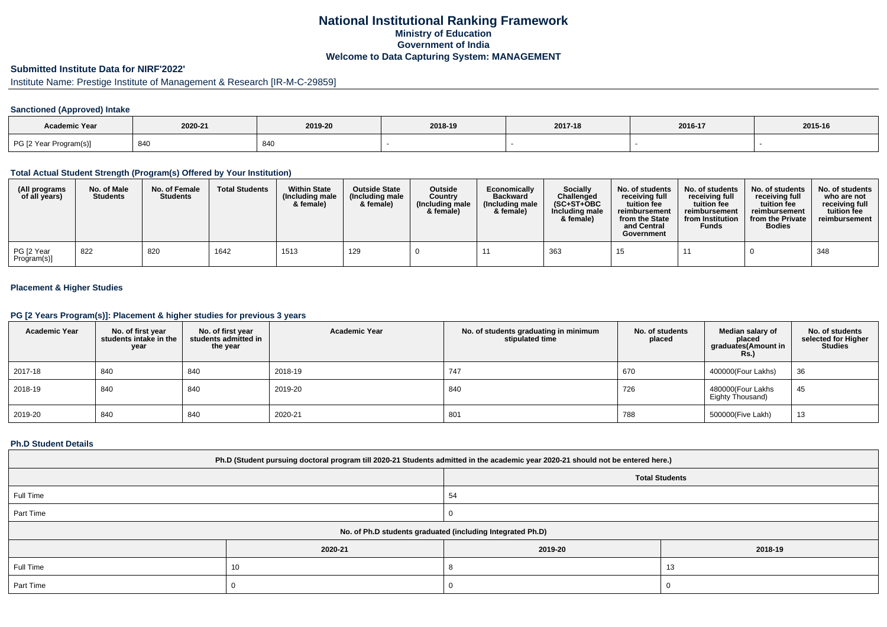# National Institutional Ranking Framework

## Ministry of Education

## Government of India

## Welcome to Data Capturing System: MANAGEMENT

### Submitted Institute Data for NIRF'2022'

Institute Name: Prestige Institute of Management & Research [IR-M-C-29859]

### Sanctioned (Approved) Intake

| Academic Year | 2020-21 | 2019-20 | 2018-19 | 2017-18 | 2016-17 | 2015-16 |
|---|---|---|---|---|---|---|
| PG [2 Year Program(s)] | 840 | 840 | - | - | - | - |

### Total Actual Student Strength (Program(s) Offered by Your Institution)

| (All programs of all years) | No. of Male Students | No. of Female Students | Total Students | Within State (Including male & female) | Outside State (Including male & female) | Outside Country (Including male & female) | Economically Backward (Including male & female) | Socially Challenged (SC+ST+OBC Including male & female) | No. of students receiving full tuition fee reimbursement from the State and Central Government | No. of students receiving full tuition fee reimbursement from Institution Funds | No. of students receiving full tuition fee reimbursement from the Private Bodies | No. of students who are not receiving full tuition fee reimbursement |
|---|---|---|---|---|---|---|---|---|---|---|---|---|
| PG [2 Year Program(s)] | 822 | 820 | 1642 | 1513 | 129 | 0 | 11 | 363 | 15 | 11 | 0 | 348 |

### Placement & Higher Studies

### PG [2 Years Program(s)]: Placement & higher studies for previous 3 years

| Academic Year | No. of first year students intake in the year | No. of first year students admitted in the year | Academic Year | No. of students graduating in minimum stipulated time | No. of students placed | Median salary of placed graduates(Amount in Rs.) | No. of students selected for Higher Studies |
|---|---|---|---|---|---|---|---|
| 2017-18 | 840 | 840 | 2018-19 | 747 | 670 | 400000(Four Lakhs) | 36 |
| 2018-19 | 840 | 840 | 2019-20 | 840 | 726 | 480000(Four Lakhs Eighty Thousand) | 45 |
| 2019-20 | 840 | 840 | 2020-21 | 801 | 788 | 500000(Five Lakh) | 13 |

### Ph.D Student Details

| Ph.D (Student pursuing doctoral program till 2020-21 Students admitted in the academic year 2020-21 should not be entered here.) | | | |
|---|---|---|---|
| | Total Students | | |
| Full Time | 54 | | |
| Part Time | 0 | | |
| No. of Ph.D students graduated (including Integrated Ph.D) | | | |
| | 2020-21 | 2019-20 | 2018-19 |
| Full Time | 10 | 8 | 13 |
| Part Time | 0 | 0 | 0 |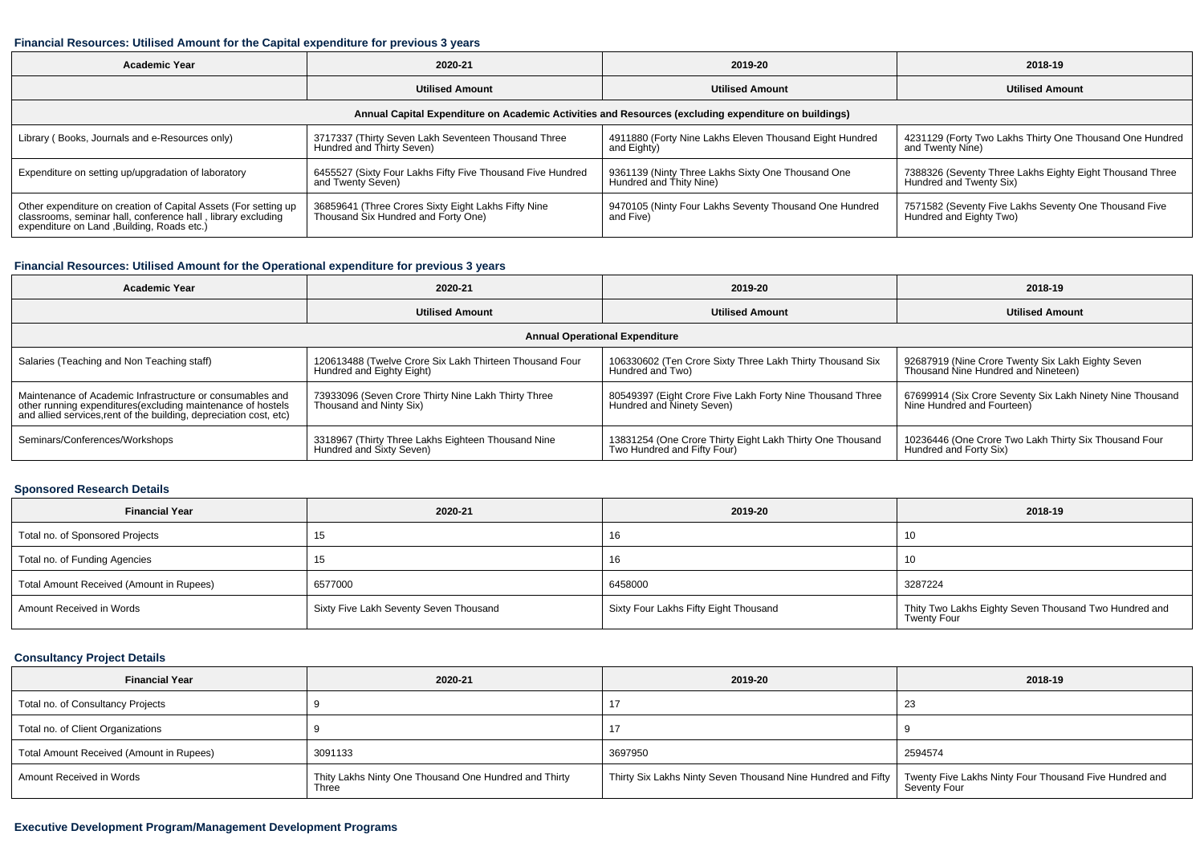### Financial Resources: Utilised Amount for the Capital expenditure for previous 3 years

| Academic Year | 2020-21 | 2019-20 | 2018-19 |
|---|---|---|---|
| | Utilised Amount | Utilised Amount | Utilised Amount |
| Annual Capital Expenditure on Academic Activities and Resources (excluding expenditure on buildings) | | | |
| Library ( Books, Journals and e-Resources only) | 3717337 (Thirty Seven Lakh Seventeen Thousand Three Hundred and Thirty Seven) | 4911880 (Forty Nine Lakhs Eleven Thousand Eight Hundred and Eighty) | 4231129 (Forty Two Lakhs Thirty One Thousand One Hundred and Twenty Nine) |
| Expenditure on setting up/upgradation of laboratory | 6455527 (Sixty Four Lakhs Fifty Five Thousand Five Hundred and Twenty Seven) | 9361139 (Ninty Three Lakhs Sixty One Thousand One Hundred and Thity Nine) | 7388326 (Seventy Three Lakhs Eighty Eight Thousand Three Hundred and Twenty Six) |
| Other expenditure on creation of Capital Assets (For setting up classrooms, seminar hall, conference hall , library excluding expenditure on Land ,Building, Roads etc.) | 36859641 (Three Crores Sixty Eight Lakhs Fifty Nine Thousand Six Hundred and Forty One) | 9470105 (Ninty Four Lakhs Seventy Thousand One Hundred and Five) | 7571582 (Seventy Five Lakhs Seventy One Thousand Five Hundred and Eighty Two) |

### Financial Resources: Utilised Amount for the Operational expenditure for previous 3 years

| Academic Year | 2020-21 | 2019-20 | 2018-19 |
|---|---|---|---|
| | Utilised Amount | Utilised Amount | Utilised Amount |
| Annual Operational Expenditure | | | |
| Salaries (Teaching and Non Teaching staff) | 120613488 (Twelve Crore Six Lakh Thirteen Thousand Four Hundred and Eighty Eight) | 106330602 (Ten Crore Sixty Three Lakh Thirty Thousand Six Hundred and Two) | 92687919 (Nine Crore Twenty Six Lakh Eighty Seven Thousand Nine Hundred and Nineteen) |
| Maintenance of Academic Infrastructure or consumables and other running expenditures(excluding maintenance of hostels and allied services,rent of the building, depreciation cost, etc) | 73933096 (Seven Crore Thirty Nine Lakh Thirty Three Thousand and Ninty Six) | 80549397 (Eight Crore Five Lakh Forty Nine Thousand Three Hundred and Ninety Seven) | 67699914 (Six Crore Seventy Six Lakh Ninety Nine Thousand Nine Hundred and Fourteen) |
| Seminars/Conferences/Workshops | 3318967 (Thirty Three Lakhs Eighteen Thousand Nine Hundred and Sixty Seven) | 13831254 (One Crore Thirty Eight Lakh Thirty One Thousand Two Hundred and Fifty Four) | 10236446 (One Crore Two Lakh Thirty Six Thousand Four Hundred and Forty Six) |

### Sponsored Research Details

| Financial Year | 2020-21 | 2019-20 | 2018-19 |
|---|---|---|---|
| Total no. of Sponsored Projects | 15 | 16 | 10 |
| Total no. of Funding Agencies | 15 | 16 | 10 |
| Total Amount Received (Amount in Rupees) | 6577000 | 6458000 | 3287224 |
| Amount Received in Words | Sixty Five Lakh Seventy Seven Thousand | Sixty Four Lakhs Fifty Eight Thousand | Thity Two Lakhs Eighty Seven Thousand Two Hundred and Twenty Four |

### Consultancy Project Details

| Financial Year | 2020-21 | 2019-20 | 2018-19 |
|---|---|---|---|
| Total no. of Consultancy Projects | 9 | 17 | 23 |
| Total no. of Client Organizations | 9 | 17 | 9 |
| Total Amount Received (Amount in Rupees) | 3091133 | 3697950 | 2594574 |
| Amount Received in Words | Thity Lakhs Ninty One Thousand One Hundred and Thirty Three | Thirty Six Lakhs Ninty Seven Thousand Nine Hundred and Fifty | Twenty Five Lakhs Ninty Four Thousand Five Hundred and Seventy Four |

### Executive Development Program/Management Development Programs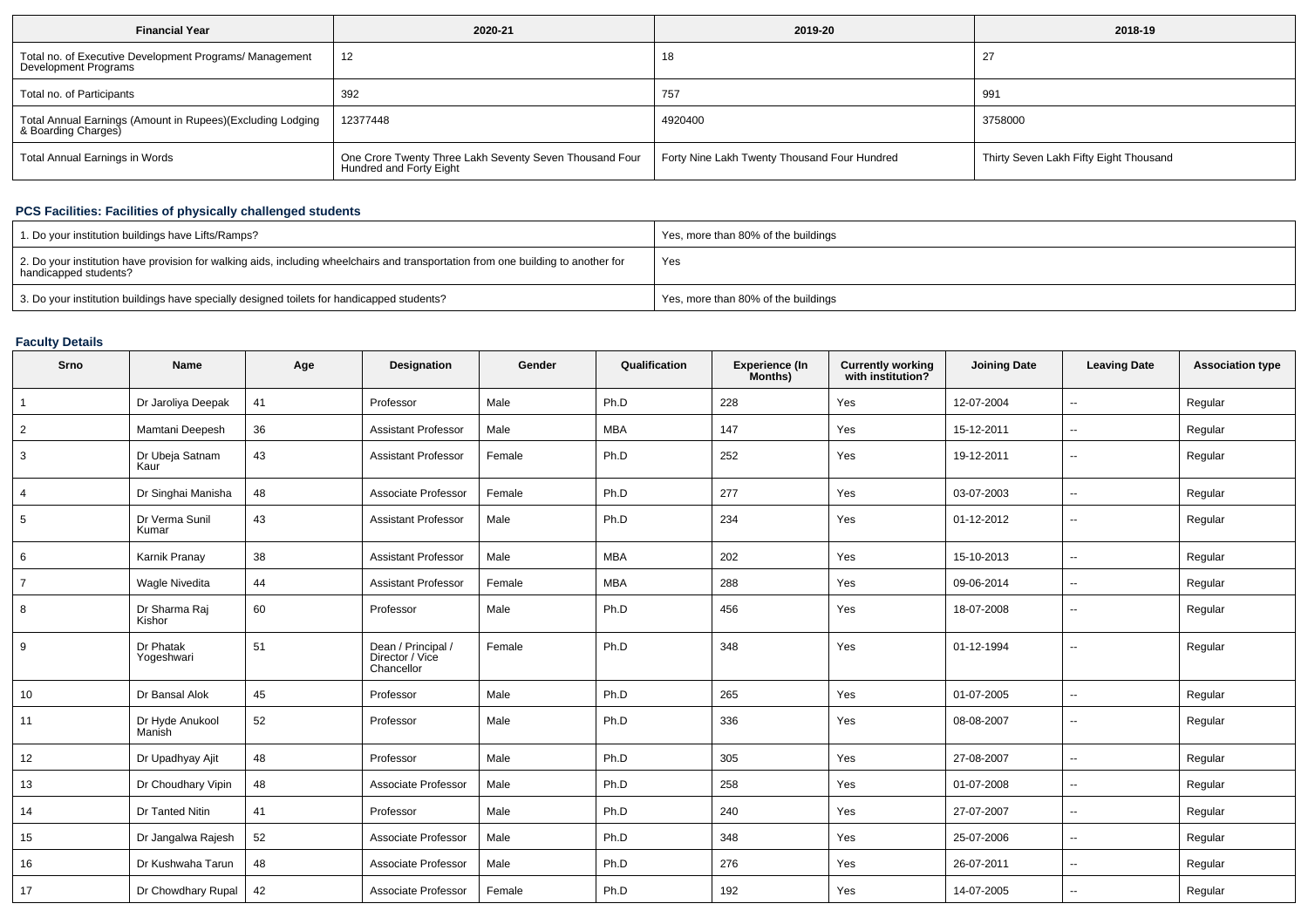| Financial Year | 2020-21 | 2019-20 | 2018-19 |
|---|---|---|---|
| Total no. of Executive Development Programs/ Management Development Programs | 12 | 18 | 27 |
| Total no. of Participants | 392 | 757 | 991 |
| Total Annual Earnings (Amount in Rupees)(Excluding Lodging & Boarding Charges) | 12377448 | 4920400 | 3758000 |
| Total Annual Earnings in Words | One Crore Twenty Three Lakh Seventy Seven Thousand Four Hundred and Forty Eight | Forty Nine Lakh Twenty Thousand Four Hundred | Thirty Seven Lakh Fifty Eight Thousand |

### PCS Facilities: Facilities of physically challenged students

| | |
|---|---|
| 1. Do your institution buildings have Lifts/Ramps? | Yes, more than 80% of the buildings |
| 2. Do your institution have provision for walking aids, including wheelchairs and transportation from one building to another for handicapped students? | Yes |
| 3. Do your institution buildings have specially designed toilets for handicapped students? | Yes, more than 80% of the buildings |

### Faculty Details

| Srno | Name | Age | Designation | Gender | Qualification | Experience (In Months) | Currently working with institution? | Joining Date | Leaving Date | Association type |
|---|---|---|---|---|---|---|---|---|---|---|
| 1 | Dr Jaroliya Deepak | 41 | Professor | Male | Ph.D | 228 | Yes | 12-07-2004 | -- | Regular |
| 2 | Mamtani Deepesh | 36 | Assistant Professor | Male | MBA | 147 | Yes | 15-12-2011 | -- | Regular |
| 3 | Dr Ubeja Satnam Kaur | 43 | Assistant Professor | Female | Ph.D | 252 | Yes | 19-12-2011 | -- | Regular |
| 4 | Dr Singhai Manisha | 48 | Associate Professor | Female | Ph.D | 277 | Yes | 03-07-2003 | -- | Regular |
| 5 | Dr Verma Sunil Kumar | 43 | Assistant Professor | Male | Ph.D | 234 | Yes | 01-12-2012 | -- | Regular |
| 6 | Karnik Pranay | 38 | Assistant Professor | Male | MBA | 202 | Yes | 15-10-2013 | -- | Regular |
| 7 | Wagle Nivedita | 44 | Assistant Professor | Female | MBA | 288 | Yes | 09-06-2014 | -- | Regular |
| 8 | Dr Sharma Raj Kishor | 60 | Professor | Male | Ph.D | 456 | Yes | 18-07-2008 | -- | Regular |
| 9 | Dr Phatak Yogeshwari | 51 | Dean / Principal / Director / Vice Chancellor | Female | Ph.D | 348 | Yes | 01-12-1994 | -- | Regular |
| 10 | Dr Bansal Alok | 45 | Professor | Male | Ph.D | 265 | Yes | 01-07-2005 | -- | Regular |
| 11 | Dr Hyde Anukool Manish | 52 | Professor | Male | Ph.D | 336 | Yes | 08-08-2007 | -- | Regular |
| 12 | Dr Upadhyay Ajit | 48 | Professor | Male | Ph.D | 305 | Yes | 27-08-2007 | -- | Regular |
| 13 | Dr Choudhary Vipin | 48 | Associate Professor | Male | Ph.D | 258 | Yes | 01-07-2008 | -- | Regular |
| 14 | Dr Tanted Nitin | 41 | Professor | Male | Ph.D | 240 | Yes | 27-07-2007 | -- | Regular |
| 15 | Dr Jangalwa Rajesh | 52 | Associate Professor | Male | Ph.D | 348 | Yes | 25-07-2006 | -- | Regular |
| 16 | Dr Kushwaha Tarun | 48 | Associate Professor | Male | Ph.D | 276 | Yes | 26-07-2011 | -- | Regular |
| 17 | Dr Chowdhary Rupal | 42 | Associate Professor | Female | Ph.D | 192 | Yes | 14-07-2005 | -- | Regular |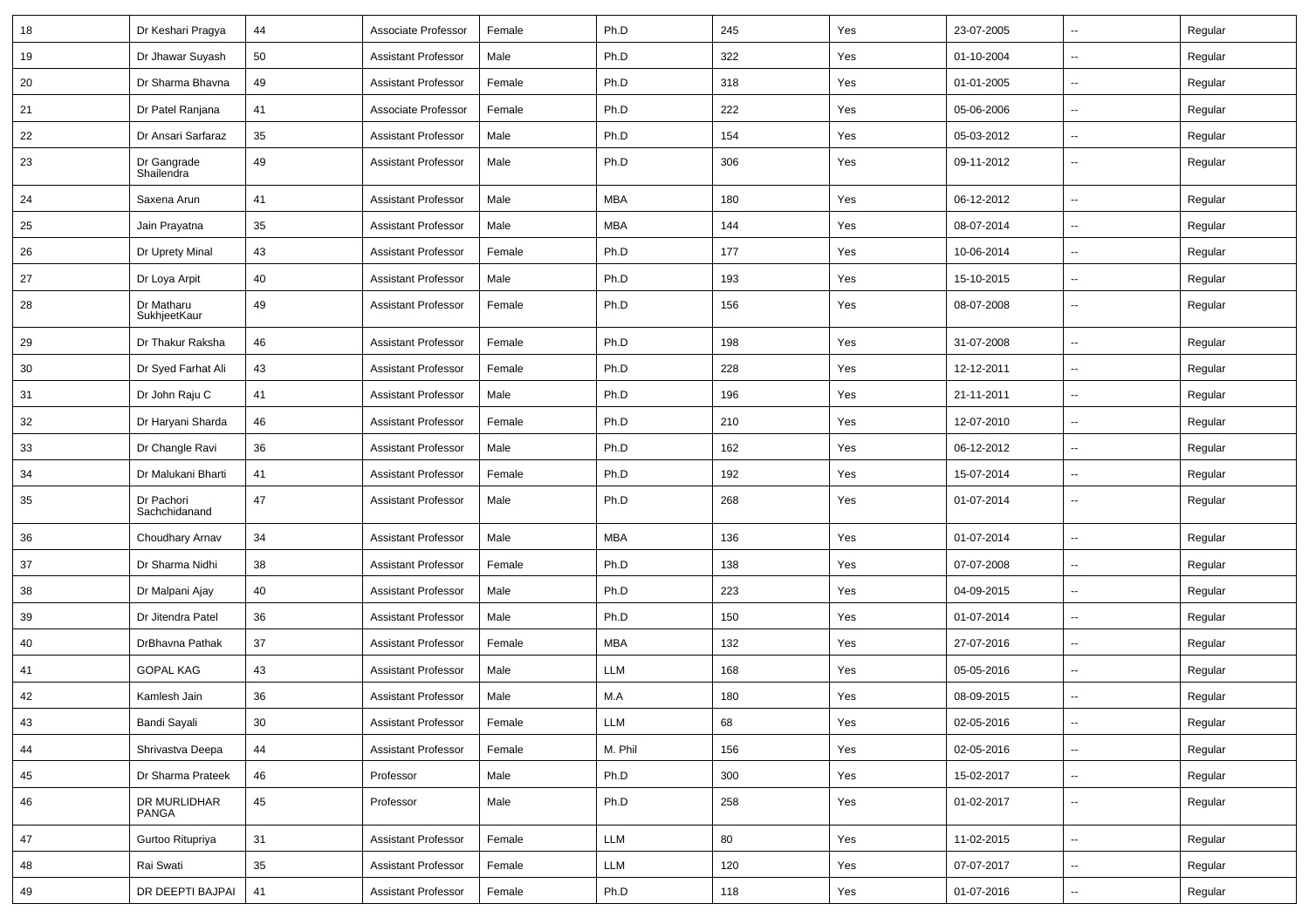| 18 | Dr Keshari Pragya | 44 | Associate Professor | Female | Ph.D | 245 | Yes | 23-07-2005 | -- | Regular |
|---|---|---|---|---|---|---|---|---|---|---|
| 19 | Dr Jhawar Suyash | 50 | Assistant Professor | Male | Ph.D | 322 | Yes | 01-10-2004 | -- | Regular |
| 20 | Dr Sharma Bhavna | 49 | Assistant Professor | Female | Ph.D | 318 | Yes | 01-01-2005 | -- | Regular |
| 21 | Dr Patel Ranjana | 41 | Associate Professor | Female | Ph.D | 222 | Yes | 05-06-2006 | -- | Regular |
| 22 | Dr Ansari Sarfaraz | 35 | Assistant Professor | Male | Ph.D | 154 | Yes | 05-03-2012 | -- | Regular |
| 23 | Dr Gangrade Shailendra | 49 | Assistant Professor | Male | Ph.D | 306 | Yes | 09-11-2012 | -- | Regular |
| 24 | Saxena Arun | 41 | Assistant Professor | Male | MBA | 180 | Yes | 06-12-2012 | -- | Regular |
| 25 | Jain Prayatna | 35 | Assistant Professor | Male | MBA | 144 | Yes | 08-07-2014 | -- | Regular |
| 26 | Dr Uprety Minal | 43 | Assistant Professor | Female | Ph.D | 177 | Yes | 10-06-2014 | -- | Regular |
| 27 | Dr Loya Arpit | 40 | Assistant Professor | Male | Ph.D | 193 | Yes | 15-10-2015 | -- | Regular |
| 28 | Dr Matharu SukhjeetKaur | 49 | Assistant Professor | Female | Ph.D | 156 | Yes | 08-07-2008 | -- | Regular |
| 29 | Dr Thakur Raksha | 46 | Assistant Professor | Female | Ph.D | 198 | Yes | 31-07-2008 | -- | Regular |
| 30 | Dr Syed Farhat Ali | 43 | Assistant Professor | Female | Ph.D | 228 | Yes | 12-12-2011 | -- | Regular |
| 31 | Dr John Raju C | 41 | Assistant Professor | Male | Ph.D | 196 | Yes | 21-11-2011 | -- | Regular |
| 32 | Dr Haryani Sharda | 46 | Assistant Professor | Female | Ph.D | 210 | Yes | 12-07-2010 | -- | Regular |
| 33 | Dr Changle Ravi | 36 | Assistant Professor | Male | Ph.D | 162 | Yes | 06-12-2012 | -- | Regular |
| 34 | Dr Malukani Bharti | 41 | Assistant Professor | Female | Ph.D | 192 | Yes | 15-07-2014 | -- | Regular |
| 35 | Dr Pachori Sachchidanand | 47 | Assistant Professor | Male | Ph.D | 268 | Yes | 01-07-2014 | -- | Regular |
| 36 | Choudhary Arnav | 34 | Assistant Professor | Male | MBA | 136 | Yes | 01-07-2014 | -- | Regular |
| 37 | Dr Sharma Nidhi | 38 | Assistant Professor | Female | Ph.D | 138 | Yes | 07-07-2008 | -- | Regular |
| 38 | Dr Malpani Ajay | 40 | Assistant Professor | Male | Ph.D | 223 | Yes | 04-09-2015 | -- | Regular |
| 39 | Dr Jitendra Patel | 36 | Assistant Professor | Male | Ph.D | 150 | Yes | 01-07-2014 | -- | Regular |
| 40 | DrBhavna Pathak | 37 | Assistant Professor | Female | MBA | 132 | Yes | 27-07-2016 | -- | Regular |
| 41 | GOPAL KAG | 43 | Assistant Professor | Male | LLM | 168 | Yes | 05-05-2016 | -- | Regular |
| 42 | Kamlesh Jain | 36 | Assistant Professor | Male | M.A | 180 | Yes | 08-09-2015 | -- | Regular |
| 43 | Bandi Sayali | 30 | Assistant Professor | Female | LLM | 68 | Yes | 02-05-2016 | -- | Regular |
| 44 | Shrivastva Deepa | 44 | Assistant Professor | Female | M. Phil | 156 | Yes | 02-05-2016 | -- | Regular |
| 45 | Dr Sharma Prateek | 46 | Professor | Male | Ph.D | 300 | Yes | 15-02-2017 | -- | Regular |
| 46 | DR MURLIDHAR PANGA | 45 | Professor | Male | Ph.D | 258 | Yes | 01-02-2017 | -- | Regular |
| 47 | Gurtoo Ritupriya | 31 | Assistant Professor | Female | LLM | 80 | Yes | 11-02-2015 | -- | Regular |
| 48 | Rai Swati | 35 | Assistant Professor | Female | LLM | 120 | Yes | 07-07-2017 | -- | Regular |
| 49 | DR DEEPTI BAJPAI | 41 | Assistant Professor | Female | Ph.D | 118 | Yes | 01-07-2016 | -- | Regular |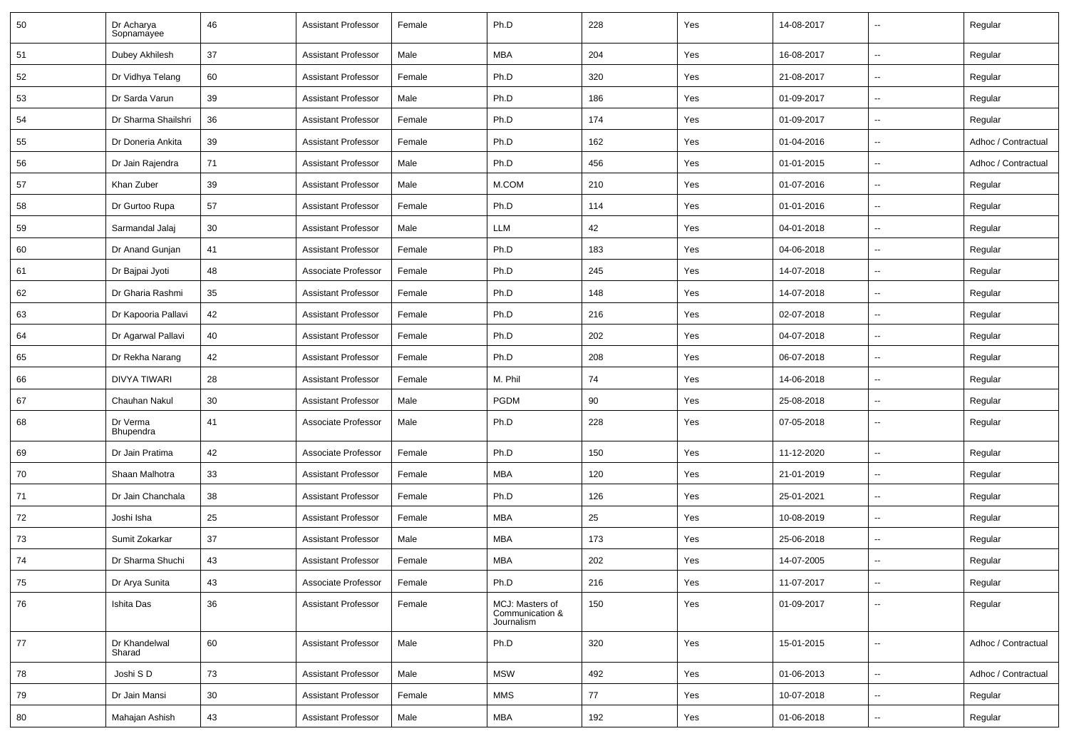| 50 | Dr Acharya Sopnamayee | 46 | Assistant Professor | Female | Ph.D | 228 | Yes | 14-08-2017 | -- | Regular |
|---|---|---|---|---|---|---|---|---|---|---|
| 51 | Dubey Akhilesh | 37 | Assistant Professor | Male | MBA | 204 | Yes | 16-08-2017 | -- | Regular |
| 52 | Dr Vidhya Telang | 60 | Assistant Professor | Female | Ph.D | 320 | Yes | 21-08-2017 | -- | Regular |
| 53 | Dr Sarda Varun | 39 | Assistant Professor | Male | Ph.D | 186 | Yes | 01-09-2017 | -- | Regular |
| 54 | Dr Sharma Shailshri | 36 | Assistant Professor | Female | Ph.D | 174 | Yes | 01-09-2017 | -- | Regular |
| 55 | Dr Doneria Ankita | 39 | Assistant Professor | Female | Ph.D | 162 | Yes | 01-04-2016 | -- | Adhoc / Contractual |
| 56 | Dr Jain Rajendra | 71 | Assistant Professor | Male | Ph.D | 456 | Yes | 01-01-2015 | -- | Adhoc / Contractual |
| 57 | Khan Zuber | 39 | Assistant Professor | Male | M.COM | 210 | Yes | 01-07-2016 | -- | Regular |
| 58 | Dr Gurtoo Rupa | 57 | Assistant Professor | Female | Ph.D | 114 | Yes | 01-01-2016 | -- | Regular |
| 59 | Sarmandal Jalaj | 30 | Assistant Professor | Male | LLM | 42 | Yes | 04-01-2018 | -- | Regular |
| 60 | Dr Anand Gunjan | 41 | Assistant Professor | Female | Ph.D | 183 | Yes | 04-06-2018 | -- | Regular |
| 61 | Dr Bajpai Jyoti | 48 | Associate Professor | Female | Ph.D | 245 | Yes | 14-07-2018 | -- | Regular |
| 62 | Dr Gharia Rashmi | 35 | Assistant Professor | Female | Ph.D | 148 | Yes | 14-07-2018 | -- | Regular |
| 63 | Dr Kapooria Pallavi | 42 | Assistant Professor | Female | Ph.D | 216 | Yes | 02-07-2018 | -- | Regular |
| 64 | Dr Agarwal Pallavi | 40 | Assistant Professor | Female | Ph.D | 202 | Yes | 04-07-2018 | -- | Regular |
| 65 | Dr Rekha Narang | 42 | Assistant Professor | Female | Ph.D | 208 | Yes | 06-07-2018 | -- | Regular |
| 66 | DIVYA TIWARI | 28 | Assistant Professor | Female | M. Phil | 74 | Yes | 14-06-2018 | -- | Regular |
| 67 | Chauhan Nakul | 30 | Assistant Professor | Male | PGDM | 90 | Yes | 25-08-2018 | -- | Regular |
| 68 | Dr Verma Bhupendra | 41 | Associate Professor | Male | Ph.D | 228 | Yes | 07-05-2018 | -- | Regular |
| 69 | Dr Jain Pratima | 42 | Associate Professor | Female | Ph.D | 150 | Yes | 11-12-2020 | -- | Regular |
| 70 | Shaan Malhotra | 33 | Assistant Professor | Female | MBA | 120 | Yes | 21-01-2019 | -- | Regular |
| 71 | Dr Jain Chanchala | 38 | Assistant Professor | Female | Ph.D | 126 | Yes | 25-01-2021 | -- | Regular |
| 72 | Joshi Isha | 25 | Assistant Professor | Female | MBA | 25 | Yes | 10-08-2019 | -- | Regular |
| 73 | Sumit Zokarkar | 37 | Assistant Professor | Male | MBA | 173 | Yes | 25-06-2018 | -- | Regular |
| 74 | Dr Sharma Shuchi | 43 | Assistant Professor | Female | MBA | 202 | Yes | 14-07-2005 | -- | Regular |
| 75 | Dr Arya Sunita | 43 | Associate Professor | Female | Ph.D | 216 | Yes | 11-07-2017 | -- | Regular |
| 76 | Ishita Das | 36 | Assistant Professor | Female | MCJ: Masters of Communication & Journalism | 150 | Yes | 01-09-2017 | -- | Regular |
| 77 | Dr Khandelwal Sharad | 60 | Assistant Professor | Male | Ph.D | 320 | Yes | 15-01-2015 | -- | Adhoc / Contractual |
| 78 | Joshi S D | 73 | Assistant Professor | Male | MSW | 492 | Yes | 01-06-2013 | -- | Adhoc / Contractual |
| 79 | Dr Jain Mansi | 30 | Assistant Professor | Female | MMS | 77 | Yes | 10-07-2018 | -- | Regular |
| 80 | Mahajan Ashish | 43 | Assistant Professor | Male | MBA | 192 | Yes | 01-06-2018 | -- | Regular |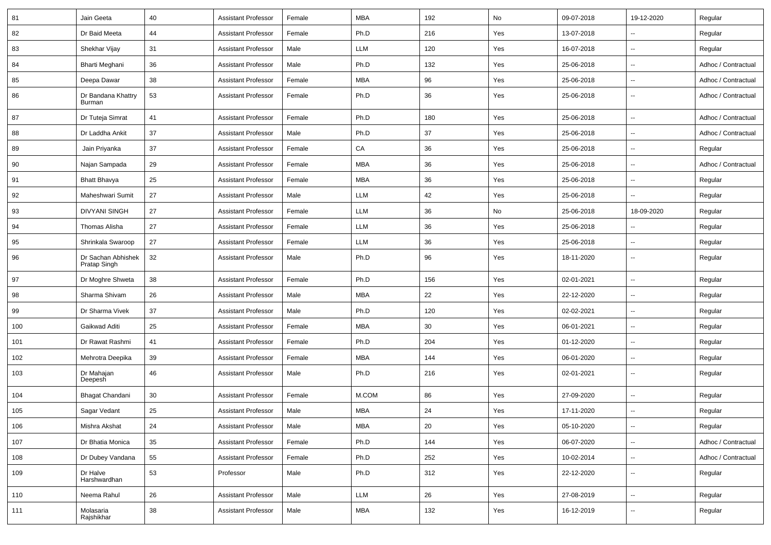| 81 | Jain Geeta | 40 | Assistant Professor | Female | MBA | 192 | No | 09-07-2018 | 19-12-2020 | Regular |
|---|---|---|---|---|---|---|---|---|---|---|
| 82 | Dr Baid Meeta | 44 | Assistant Professor | Female | Ph.D | 216 | Yes | 13-07-2018 | -- | Regular |
| 83 | Shekhar Vijay | 31 | Assistant Professor | Male | LLM | 120 | Yes | 16-07-2018 | -- | Regular |
| 84 | Bharti Meghani | 36 | Assistant Professor | Male | Ph.D | 132 | Yes | 25-06-2018 | -- | Adhoc / Contractual |
| 85 | Deepa Dawar | 38 | Assistant Professor | Female | MBA | 96 | Yes | 25-06-2018 | -- | Adhoc / Contractual |
| 86 | Dr Bandana Khattry Burman | 53 | Assistant Professor | Female | Ph.D | 36 | Yes | 25-06-2018 | -- | Adhoc / Contractual |
| 87 | Dr Tuteja Simrat | 41 | Assistant Professor | Female | Ph.D | 180 | Yes | 25-06-2018 | -- | Adhoc / Contractual |
| 88 | Dr Laddha Ankit | 37 | Assistant Professor | Male | Ph.D | 37 | Yes | 25-06-2018 | -- | Adhoc / Contractual |
| 89 | Jain Priyanka | 37 | Assistant Professor | Female | CA | 36 | Yes | 25-06-2018 | -- | Regular |
| 90 | Najan Sampada | 29 | Assistant Professor | Female | MBA | 36 | Yes | 25-06-2018 | -- | Adhoc / Contractual |
| 91 | Bhatt Bhavya | 25 | Assistant Professor | Female | MBA | 36 | Yes | 25-06-2018 | -- | Regular |
| 92 | Maheshwari Sumit | 27 | Assistant Professor | Male | LLM | 42 | Yes | 25-06-2018 | -- | Regular |
| 93 | DIVYANI SINGH | 27 | Assistant Professor | Female | LLM | 36 | No | 25-06-2018 | 18-09-2020 | Regular |
| 94 | Thomas Alisha | 27 | Assistant Professor | Female | LLM | 36 | Yes | 25-06-2018 | -- | Regular |
| 95 | Shrinkala Swaroop | 27 | Assistant Professor | Female | LLM | 36 | Yes | 25-06-2018 | -- | Regular |
| 96 | Dr Sachan Abhishek Pratap Singh | 32 | Assistant Professor | Male | Ph.D | 96 | Yes | 18-11-2020 | -- | Regular |
| 97 | Dr Moghre Shweta | 38 | Assistant Professor | Female | Ph.D | 156 | Yes | 02-01-2021 | -- | Regular |
| 98 | Sharma Shivam | 26 | Assistant Professor | Male | MBA | 22 | Yes | 22-12-2020 | -- | Regular |
| 99 | Dr Sharma Vivek | 37 | Assistant Professor | Male | Ph.D | 120 | Yes | 02-02-2021 | -- | Regular |
| 100 | Gaikwad Aditi | 25 | Assistant Professor | Female | MBA | 30 | Yes | 06-01-2021 | -- | Regular |
| 101 | Dr Rawat Rashmi | 41 | Assistant Professor | Female | Ph.D | 204 | Yes | 01-12-2020 | -- | Regular |
| 102 | Mehrotra Deepika | 39 | Assistant Professor | Female | MBA | 144 | Yes | 06-01-2020 | -- | Regular |
| 103 | Dr Mahajan Deepesh | 46 | Assistant Professor | Male | Ph.D | 216 | Yes | 02-01-2021 | -- | Regular |
| 104 | Bhagat Chandani | 30 | Assistant Professor | Female | M.COM | 86 | Yes | 27-09-2020 | -- | Regular |
| 105 | Sagar Vedant | 25 | Assistant Professor | Male | MBA | 24 | Yes | 17-11-2020 | -- | Regular |
| 106 | Mishra Akshat | 24 | Assistant Professor | Male | MBA | 20 | Yes | 05-10-2020 | -- | Regular |
| 107 | Dr Bhatia Monica | 35 | Assistant Professor | Female | Ph.D | 144 | Yes | 06-07-2020 | -- | Adhoc / Contractual |
| 108 | Dr Dubey Vandana | 55 | Assistant Professor | Female | Ph.D | 252 | Yes | 10-02-2014 | -- | Adhoc / Contractual |
| 109 | Dr Halve Harshwardhan | 53 | Professor | Male | Ph.D | 312 | Yes | 22-12-2020 | -- | Regular |
| 110 | Neema Rahul | 26 | Assistant Professor | Male | LLM | 26 | Yes | 27-08-2019 | -- | Regular |
| 111 | Molasaria Rajshikhar | 38 | Assistant Professor | Male | MBA | 132 | Yes | 16-12-2019 | -- | Regular |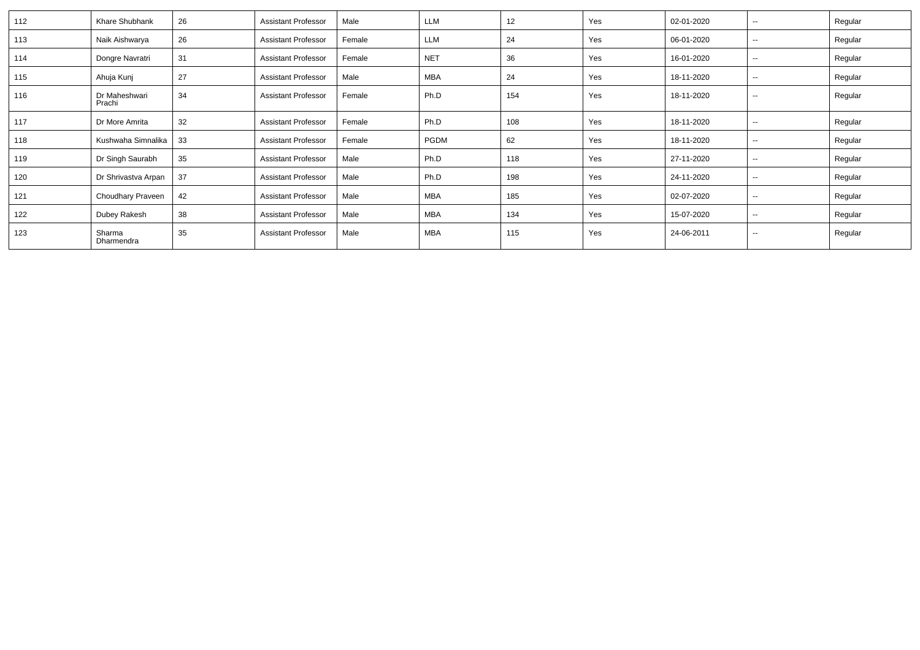| | | | | | | | | | | |
|---|---|---|---|---|---|---|---|---|---|---|
| 112 | Khare Shubhank | 26 | Assistant Professor | Male | LLM | 12 | Yes | 02-01-2020 | -- | Regular |
| 113 | Naik Aishwarya | 26 | Assistant Professor | Female | LLM | 24 | Yes | 06-01-2020 | -- | Regular |
| 114 | Dongre Navratri | 31 | Assistant Professor | Female | NET | 36 | Yes | 16-01-2020 | -- | Regular |
| 115 | Ahuja Kunj | 27 | Assistant Professor | Male | MBA | 24 | Yes | 18-11-2020 | -- | Regular |
| 116 | Dr Maheshwari Prachi | 34 | Assistant Professor | Female | Ph.D | 154 | Yes | 18-11-2020 | -- | Regular |
| 117 | Dr More Amrita | 32 | Assistant Professor | Female | Ph.D | 108 | Yes | 18-11-2020 | -- | Regular |
| 118 | Kushwaha Simnalika | 33 | Assistant Professor | Female | PGDM | 62 | Yes | 18-11-2020 | -- | Regular |
| 119 | Dr Singh Saurabh | 35 | Assistant Professor | Male | Ph.D | 118 | Yes | 27-11-2020 | -- | Regular |
| 120 | Dr Shrivastva Arpan | 37 | Assistant Professor | Male | Ph.D | 198 | Yes | 24-11-2020 | -- | Regular |
| 121 | Choudhary Praveen | 42 | Assistant Professor | Male | MBA | 185 | Yes | 02-07-2020 | -- | Regular |
| 122 | Dubey Rakesh | 38 | Assistant Professor | Male | MBA | 134 | Yes | 15-07-2020 | -- | Regular |
| 123 | Sharma Dharmendra | 35 | Assistant Professor | Male | MBA | 115 | Yes | 24-06-2011 | -- | Regular |